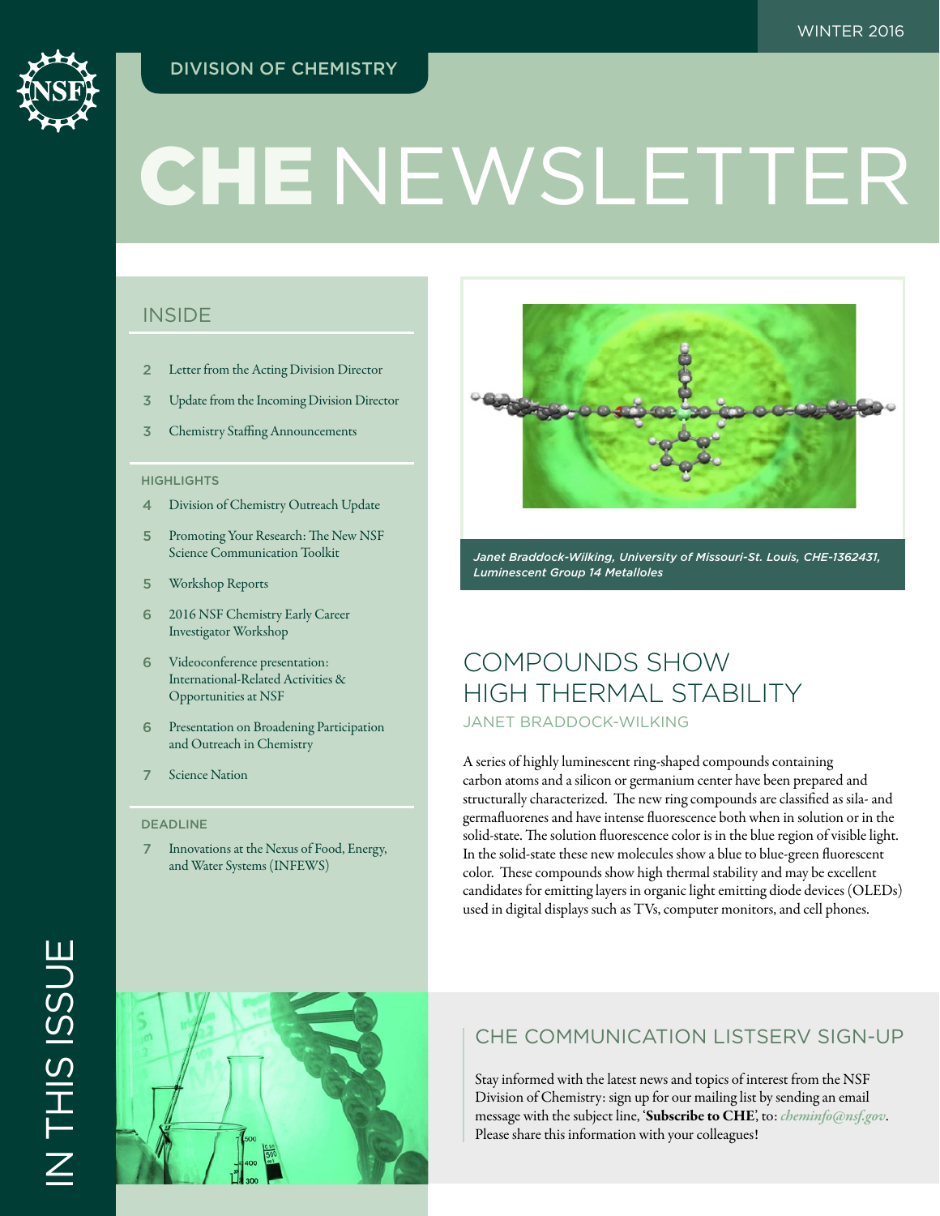WINTER 2016

DIVISION OF CHEMISTRY

# CHE NEWSLETTER

## IN THIS ISSUE

### INSIDE

- 2 Letter from the Acting Division Director
- 3 Update from the Incoming Division Director
- 3 Chemistry Staffing Announcements

### HIGHLIGHTS

- 4 Division of Chemistry Outreach Update
- 5 Promoting Your Research: The New NSF Science Communication Toolkit
- 5 Workshop Reports
- 6 2016 NSF Chemistry Early Career Investigator Workshop
- 6 Videoconference presentation: International-Related Activities & Opportunities at NSF
- 6 Presentation on Broadening Participation and Outreach in Chemistry
- 7 Science Nation

### DEADLINE

- 7 Innovations at the Nexus of Food, Energy, and Water Systems (INFEWS)

*Janet Braddock-Wilking, University of Missouri-St. Louis, CHE-1362431, Luminescent Group 14 Metalloles*

## COMPOUNDS SHOW HIGH THERMAL STABILITY

JANET BRADDOCK-WILKING

A series of highly luminescent ring-shaped compounds containing carbon atoms and a silicon or germanium center have been prepared and structurally characterized. The new ring compounds are classified as sila- and germafluorenes and have intense fluorescence both when in solution or in the solid-state. The solution fluorescence color is in the blue region of visible light. In the solid-state these new molecules show a blue to blue-green fluorescent color. These compounds show high thermal stability and may be excellent candidates for emitting layers in organic light emitting diode devices (OLEDs) used in digital displays such as TVs, computer monitors, and cell phones.

## CHE COMMUNICATION LISTSERV SIGN-UP

Stay informed with the latest news and topics of interest from the NSF Division of Chemistry: sign up for our mailing list by sending an email message with the subject line, '**Subscribe to CHE**', to: *cheminfo@nsf.gov*. Please share this information with your colleagues!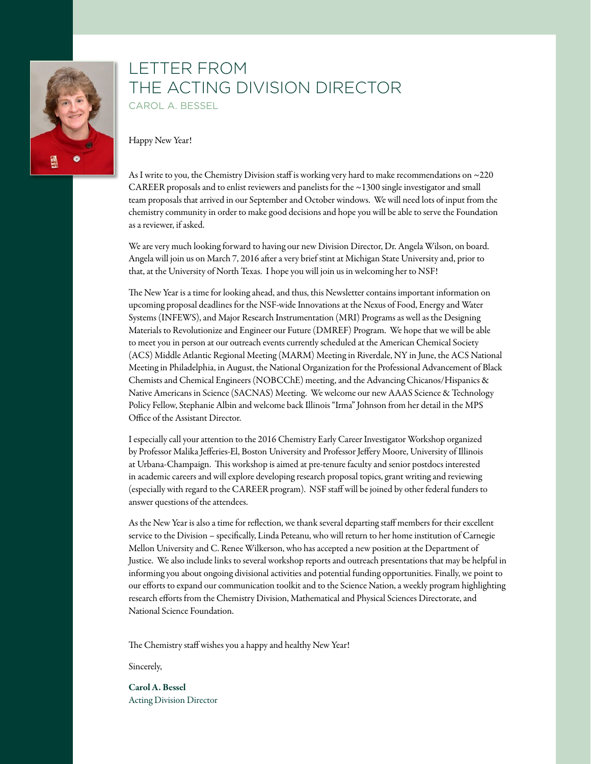# LETTER FROM THE ACTING DIVISION DIRECTOR

CAROL A. BESSEL

Happy New Year!

As I write to you, the Chemistry Division staff is working very hard to make recommendations on ~220 CAREER proposals and to enlist reviewers and panelists for the ~1300 single investigator and small team proposals that arrived in our September and October windows. We will need lots of input from the chemistry community in order to make good decisions and hope you will be able to serve the Foundation as a reviewer, if asked.

We are very much looking forward to having our new Division Director, Dr. Angela Wilson, on board. Angela will join us on March 7, 2016 after a very brief stint at Michigan State University and, prior to that, at the University of North Texas. I hope you will join us in welcoming her to NSF!

The New Year is a time for looking ahead, and thus, this Newsletter contains important information on upcoming proposal deadlines for the NSF-wide Innovations at the Nexus of Food, Energy and Water Systems (INFEWS), and Major Research Instrumentation (MRI) Programs as well as the Designing Materials to Revolutionize and Engineer our Future (DMREF) Program. We hope that we will be able to meet you in person at our outreach events currently scheduled at the American Chemical Society (ACS) Middle Atlantic Regional Meeting (MARM) Meeting in Riverdale, NY in June, the ACS National Meeting in Philadelphia, in August, the National Organization for the Professional Advancement of Black Chemists and Chemical Engineers (NOBCChE) meeting, and the Advancing Chicanos/Hispanics & Native Americans in Science (SACNAS) Meeting. We welcome our new AAAS Science & Technology Policy Fellow, Stephanie Albin and welcome back Illinois "Irma" Johnson from her detail in the MPS Office of the Assistant Director.

I especially call your attention to the 2016 Chemistry Early Career Investigator Workshop organized by Professor Malika Jefferies-El, Boston University and Professor Jeffery Moore, University of Illinois at Urbana-Champaign. This workshop is aimed at pre-tenure faculty and senior postdocs interested in academic careers and will explore developing research proposal topics, grant writing and reviewing (especially with regard to the CAREER program). NSF staff will be joined by other federal funders to answer questions of the attendees.

As the New Year is also a time for reflection, we thank several departing staff members for their excellent service to the Division – specifically, Linda Peteanu, who will return to her home institution of Carnegie Mellon University and C. Renee Wilkerson, who has accepted a new position at the Department of Justice. We also include links to several workshop reports and outreach presentations that may be helpful in informing you about ongoing divisional activities and potential funding opportunities. Finally, we point to our efforts to expand our communication toolkit and to the Science Nation, a weekly program highlighting research efforts from the Chemistry Division, Mathematical and Physical Sciences Directorate, and National Science Foundation.

The Chemistry staff wishes you a happy and healthy New Year!

Sincerely,

**Carol A. Bessel**
Acting Division Director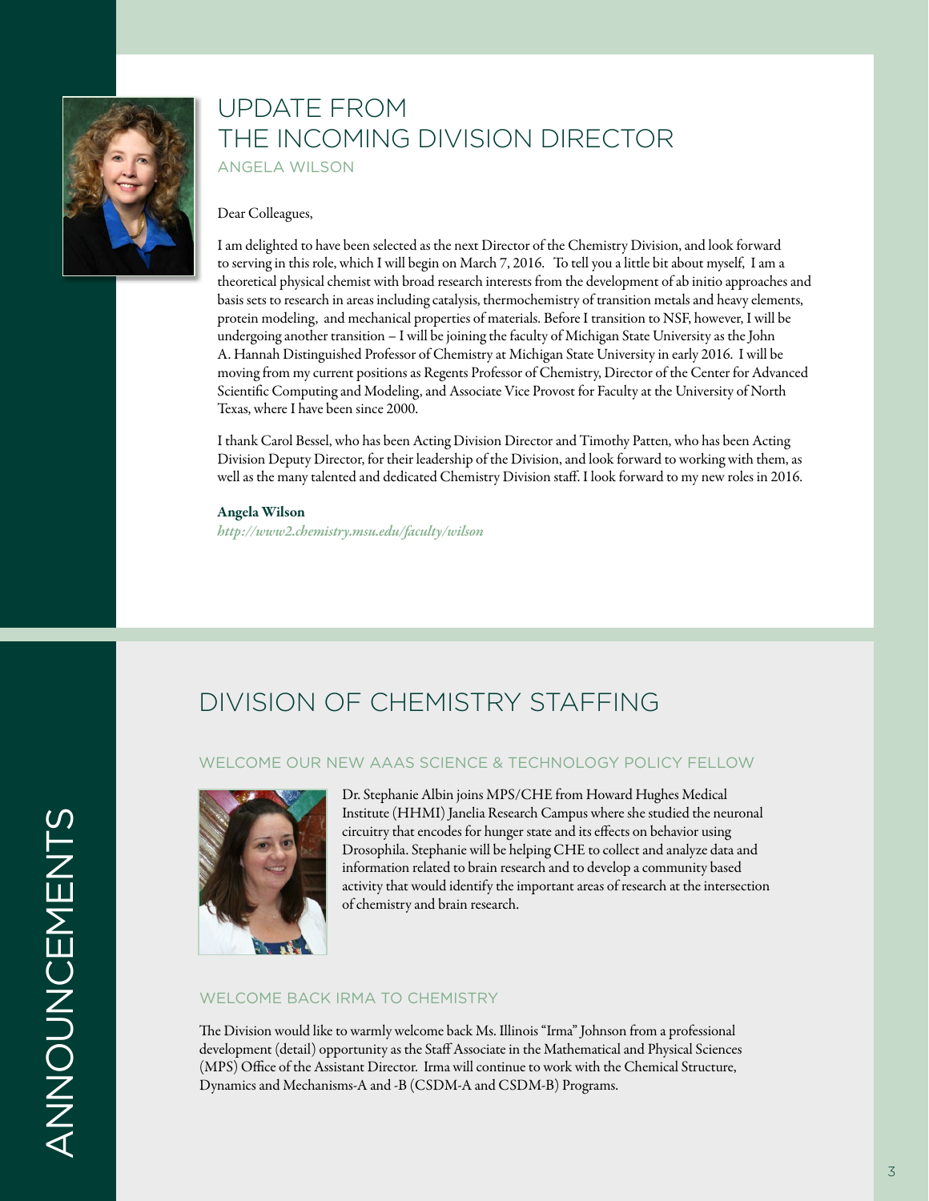# UPDATE FROM THE INCOMING DIVISION DIRECTOR

ANGELA WILSON

Dear Colleagues,

I am delighted to have been selected as the next Director of the Chemistry Division, and look forward to serving in this role, which I will begin on March 7, 2016. To tell you a little bit about myself, I am a theoretical physical chemist with broad research interests from the development of ab initio approaches and basis sets to research in areas including catalysis, thermochemistry of transition metals and heavy elements, protein modeling, and mechanical properties of materials. Before I transition to NSF, however, I will be undergoing another transition – I will be joining the faculty of Michigan State University as the John A. Hannah Distinguished Professor of Chemistry at Michigan State University in early 2016. I will be moving from my current positions as Regents Professor of Chemistry, Director of the Center for Advanced Scientific Computing and Modeling, and Associate Vice Provost for Faculty at the University of North Texas, where I have been since 2000.

I thank Carol Bessel, who has been Acting Division Director and Timothy Patten, who has been Acting Division Deputy Director, for their leadership of the Division, and look forward to working with them, as well as the many talented and dedicated Chemistry Division staff. I look forward to my new roles in 2016.

**Angela Wilson**
*http://www2.chemistry.msu.edu/faculty/wilson*

# ANNOUNCEMENTS

## DIVISION OF CHEMISTRY STAFFING

### WELCOME OUR NEW AAAS SCIENCE & TECHNOLOGY POLICY FELLOW

Dr. Stephanie Albin joins MPS/CHE from Howard Hughes Medical Institute (HHMI) Janelia Research Campus where she studied the neuronal circuitry that encodes for hunger state and its effects on behavior using Drosophila. Stephanie will be helping CHE to collect and analyze data and information related to brain research and to develop a community based activity that would identify the important areas of research at the intersection of chemistry and brain research.

### WELCOME BACK IRMA TO CHEMISTRY

The Division would like to warmly welcome back Ms. Illinois "Irma" Johnson from a professional development (detail) opportunity as the Staff Associate in the Mathematical and Physical Sciences (MPS) Office of the Assistant Director. Irma will continue to work with the Chemical Structure, Dynamics and Mechanisms-A and -B (CSDM-A and CSDM-B) Programs.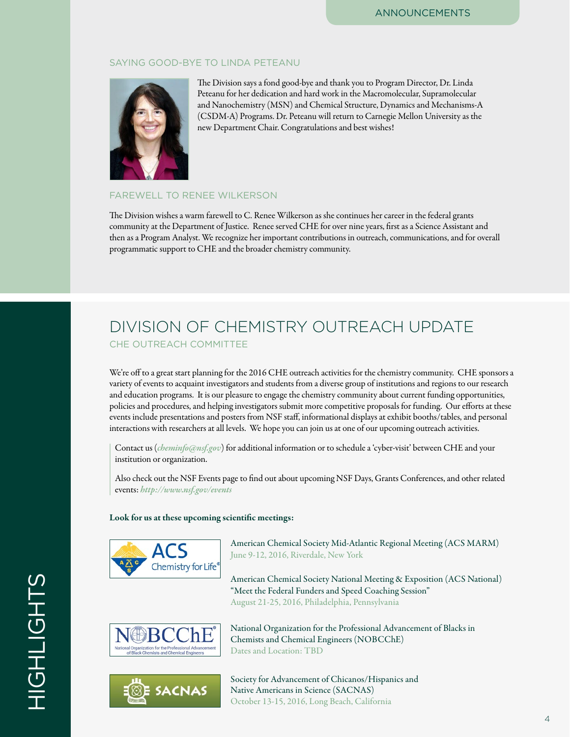## SAYING GOOD-BYE TO LINDA PETEANU

The Division says a fond good-bye and thank you to Program Director, Dr. Linda Peteanu for her dedication and hard work in the Macromolecular, Supramolecular and Nanochemistry (MSN) and Chemical Structure, Dynamics and Mechanisms-A (CSDM-A) Programs. Dr. Peteanu will return to Carnegie Mellon University as the new Department Chair. Congratulations and best wishes!

## FAREWELL TO RENEE WILKERSON

The Division wishes a warm farewell to C. Renee Wilkerson as she continues her career in the federal grants community at the Department of Justice. Renee served CHE for over nine years, first as a Science Assistant and then as a Program Analyst. We recognize her important contributions in outreach, communications, and for overall programmatic support to CHE and the broader chemistry community.

# DIVISION OF CHEMISTRY OUTREACH UPDATE

### CHE OUTREACH COMMITTEE

We're off to a great start planning for the 2016 CHE outreach activities for the chemistry community. CHE sponsors a variety of events to acquaint investigators and students from a diverse group of institutions and regions to our research and education programs. It is our pleasure to engage the chemistry community about current funding opportunities, policies and procedures, and helping investigators submit more competitive proposals for funding. Our efforts at these events include presentations and posters from NSF staff, informational displays at exhibit booths/tables, and personal interactions with researchers at all levels. We hope you can join us at one of our upcoming outreach activities.

> Contact us (*cheminfo@nsf.gov*) for additional information or to schedule a 'cyber-visit' between CHE and your institution or organization.
>
> Also check out the NSF Events page to find out about upcoming NSF Days, Grants Conferences, and other related events: ***http://www.nsf.gov/events***

**Look for us at these upcoming scientific meetings:**

American Chemical Society Mid-Atlantic Regional Meeting (ACS MARM)
June 9-12, 2016, Riverdale, New York

American Chemical Society National Meeting & Exposition (ACS National)
"Meet the Federal Funders and Speed Coaching Session"
August 21-25, 2016, Philadelphia, Pennsylvania

National Organization for the Professional Advancement of Blacks in Chemists and Chemical Engineers (NOBCChE)
Dates and Location: TBD

Society for Advancement of Chicanos/Hispanics and Native Americans in Science (SACNAS)
October 13-15, 2016, Long Beach, California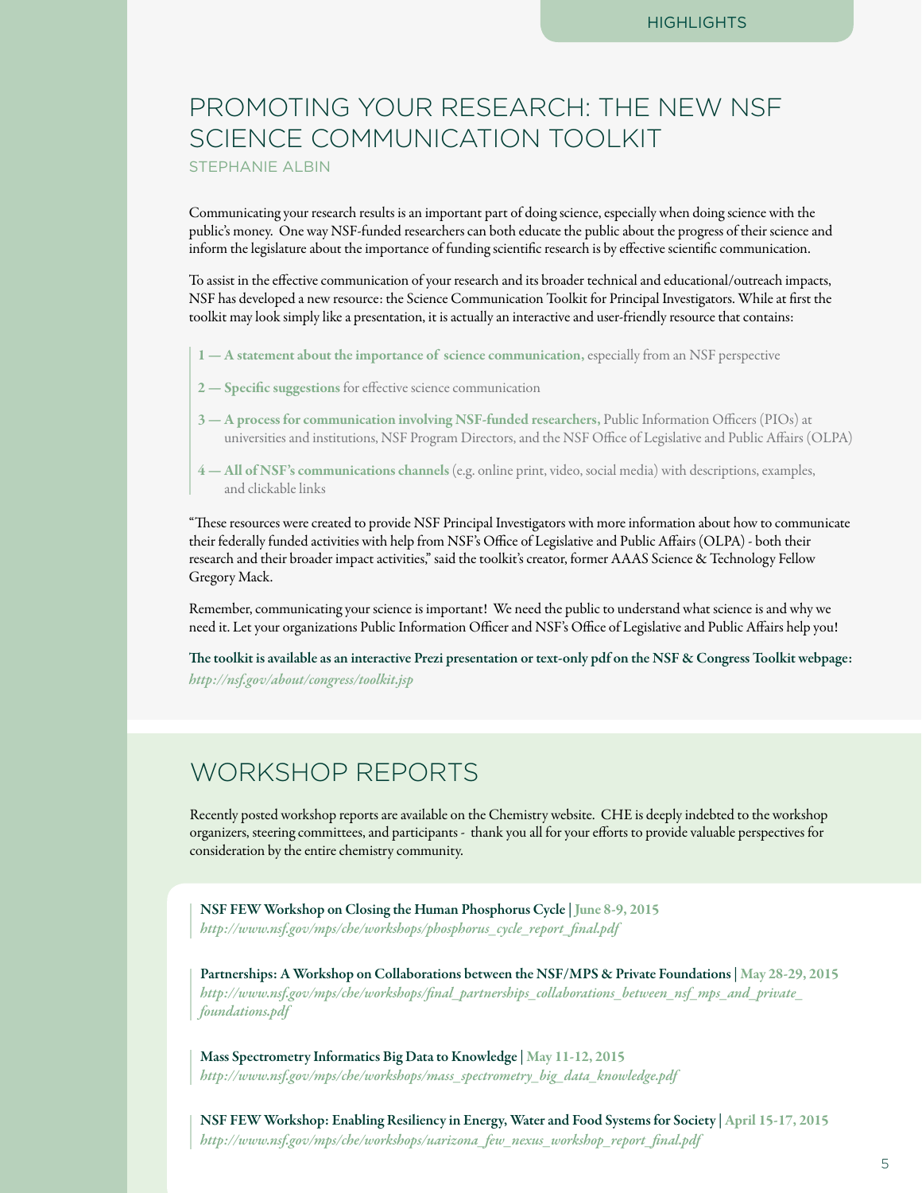# PROMOTING YOUR RESEARCH: THE NEW NSF SCIENCE COMMUNICATION TOOLKIT

STEPHANIE ALBIN

Communicating your research results is an important part of doing science, especially when doing science with the public's money. One way NSF-funded researchers can both educate the public about the progress of their science and inform the legislature about the importance of funding scientific research is by effective scientific communication.

To assist in the effective communication of your research and its broader technical and educational/outreach impacts, NSF has developed a new resource: the Science Communication Toolkit for Principal Investigators. While at first the toolkit may look simply like a presentation, it is actually an interactive and user-friendly resource that contains:

1 — **A statement about the importance of science communication,** especially from an NSF perspective

2 — **Specific suggestions** for effective science communication

3 — **A process for communication involving NSF-funded researchers,** Public Information Officers (PIOs) at universities and institutions, NSF Program Directors, and the NSF Office of Legislative and Public Affairs (OLPA)

4 — **All of NSF's communications channels** (e.g. online print, video, social media) with descriptions, examples, and clickable links

"These resources were created to provide NSF Principal Investigators with more information about how to communicate their federally funded activities with help from NSF's Office of Legislative and Public Affairs (OLPA) - both their research and their broader impact activities," said the toolkit's creator, former AAAS Science & Technology Fellow Gregory Mack.

Remember, communicating your science is important! We need the public to understand what science is and why we need it. Let your organizations Public Information Officer and NSF's Office of Legislative and Public Affairs help you!

**The toolkit is available as an interactive Prezi presentation or text-only pdf on the NSF & Congress Toolkit webpage:**
***http://nsf.gov/about/congress/toolkit.jsp***

# WORKSHOP REPORTS

Recently posted workshop reports are available on the Chemistry website. CHE is deeply indebted to the workshop organizers, steering committees, and participants - thank you all for your efforts to provide valuable perspectives for consideration by the entire chemistry community.

**NSF FEW Workshop on Closing the Human Phosphorus Cycle | June 8-9, 2015**
*http://www.nsf.gov/mps/che/workshops/phosphorus_cycle_report_final.pdf*

**Partnerships: A Workshop on Collaborations between the NSF/MPS & Private Foundations | May 28-29, 2015**
*http://www.nsf.gov/mps/che/workshops/final_partnerships_collaborations_between_nsf_mps_and_private_foundations.pdf*

**Mass Spectrometry Informatics Big Data to Knowledge | May 11-12, 2015**
*http://www.nsf.gov/mps/che/workshops/mass_spectrometry_big_data_knowledge.pdf*

**NSF FEW Workshop: Enabling Resiliency in Energy, Water and Food Systems for Society | April 15-17, 2015**
*http://www.nsf.gov/mps/che/workshops/uarizona_few_nexus_workshop_report_final.pdf*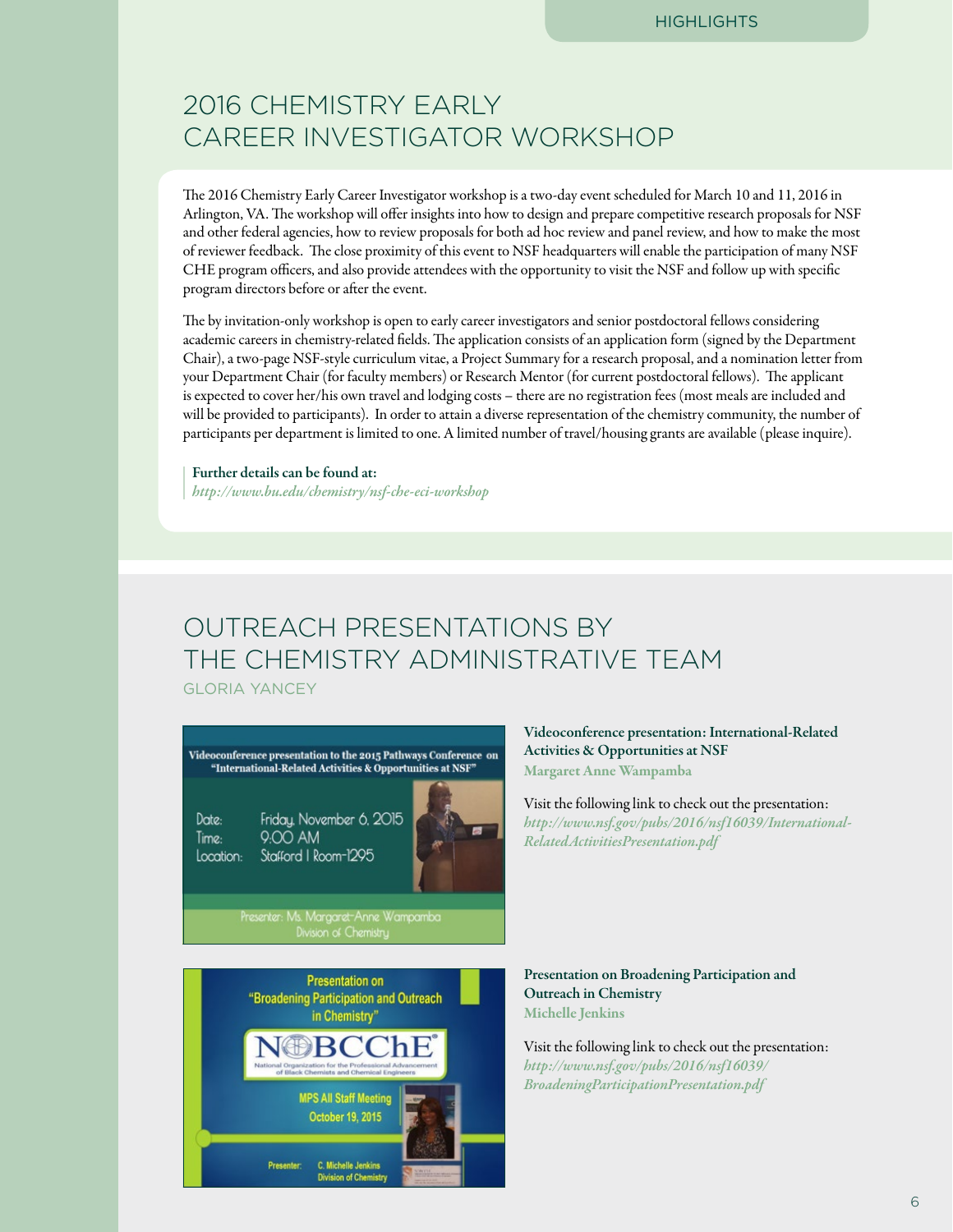## 2016 CHEMISTRY EARLY CAREER INVESTIGATOR WORKSHOP

The 2016 Chemistry Early Career Investigator workshop is a two-day event scheduled for March 10 and 11, 2016 in Arlington, VA. The workshop will offer insights into how to design and prepare competitive research proposals for NSF and other federal agencies, how to review proposals for both ad hoc review and panel review, and how to make the most of reviewer feedback. The close proximity of this event to NSF headquarters will enable the participation of many NSF CHE program officers, and also provide attendees with the opportunity to visit the NSF and follow up with specific program directors before or after the event.

The by invitation-only workshop is open to early career investigators and senior postdoctoral fellows considering academic careers in chemistry-related fields. The application consists of an application form (signed by the Department Chair), a two-page NSF-style curriculum vitae, a Project Summary for a research proposal, and a nomination letter from your Department Chair (for faculty members) or Research Mentor (for current postdoctoral fellows). The applicant is expected to cover her/his own travel and lodging costs – there are no registration fees (most meals are included and will be provided to participants). In order to attain a diverse representation of the chemistry community, the number of participants per department is limited to one. A limited number of travel/housing grants are available (please inquire).

**Further details can be found at:**
*http://www.bu.edu/chemistry/nsf-che-eci-workshop*

## OUTREACH PRESENTATIONS BY THE CHEMISTRY ADMINISTRATIVE TEAM

GLORIA YANCEY

**Videoconference presentation: International-Related Activities & Opportunities at NSF**
**Margaret Anne Wampamba**

Visit the following link to check out the presentation:
*http://www.nsf.gov/pubs/2016/nsf16039/International-RelatedActivitiesPresentation.pdf*

**Presentation on Broadening Participation and Outreach in Chemistry**
**Michelle Jenkins**

Visit the following link to check out the presentation:
*http://www.nsf.gov/pubs/2016/nsf16039/BroadeningParticipationPresentation.pdf*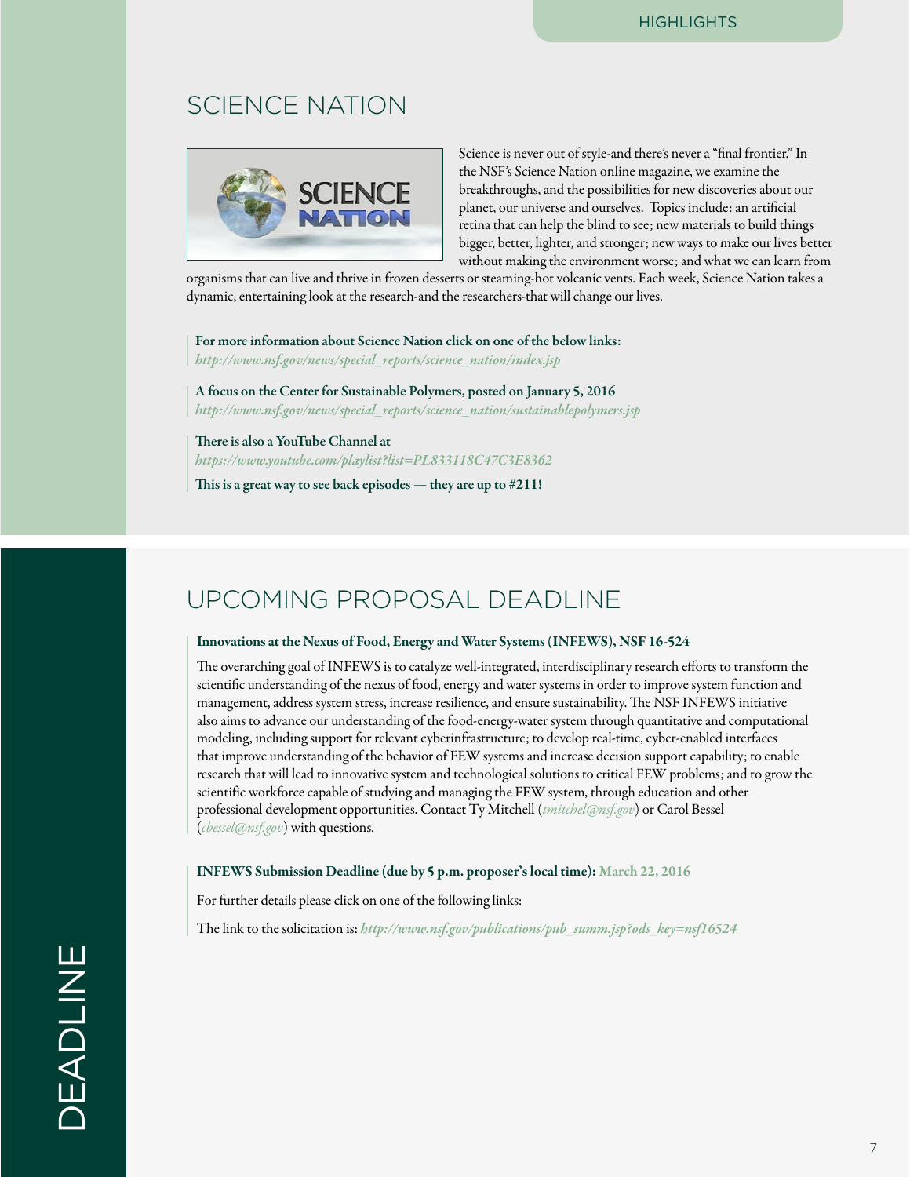## SCIENCE NATION

Science is never out of style-and there's never a "final frontier." In the NSF's Science Nation online magazine, we examine the breakthroughs, and the possibilities for new discoveries about our planet, our universe and ourselves. Topics include: an artificial retina that can help the blind to see; new materials to build things bigger, better, lighter, and stronger; new ways to make our lives better without making the environment worse; and what we can learn from organisms that can live and thrive in frozen desserts or steaming-hot volcanic vents. Each week, Science Nation takes a dynamic, entertaining look at the research-and the researchers-that will change our lives.

**For more information about Science Nation click on one of the below links:**
***http://www.nsf.gov/news/special_reports/science_nation/index.jsp***

**A focus on the Center for Sustainable Polymers, posted on January 5, 2016**
***http://www.nsf.gov/news/special_reports/science_nation/sustainablepolymers.jsp***

**There is also a YouTube Channel at**
***https://www.youtube.com/playlist?list=PL833118C47C3E8362***

**This is a great way to see back episodes — they are up to #211!**

## UPCOMING PROPOSAL DEADLINE

**Innovations at the Nexus of Food, Energy and Water Systems (INFEWS), NSF 16-524**

The overarching goal of INFEWS is to catalyze well-integrated, interdisciplinary research efforts to transform the scientific understanding of the nexus of food, energy and water systems in order to improve system function and management, address system stress, increase resilience, and ensure sustainability. The NSF INFEWS initiative also aims to advance our understanding of the food-energy-water system through quantitative and computational modeling, including support for relevant cyberinfrastructure; to develop real-time, cyber-enabled interfaces that improve understanding of the behavior of FEW systems and increase decision support capability; to enable research that will lead to innovative system and technological solutions to critical FEW problems; and to grow the scientific workforce capable of studying and managing the FEW system, through education and other professional development opportunities. Contact Ty Mitchell (*tmitchel@nsf.gov*) or Carol Bessel (*cbessel@nsf.gov*) with questions.

**INFEWS Submission Deadline (due by 5 p.m. proposer's local time): March 22, 2016**

For further details please click on one of the following links:

The link to the solicitation is: ***http://www.nsf.gov/publications/pub_summ.jsp?ods_key=nsf16524***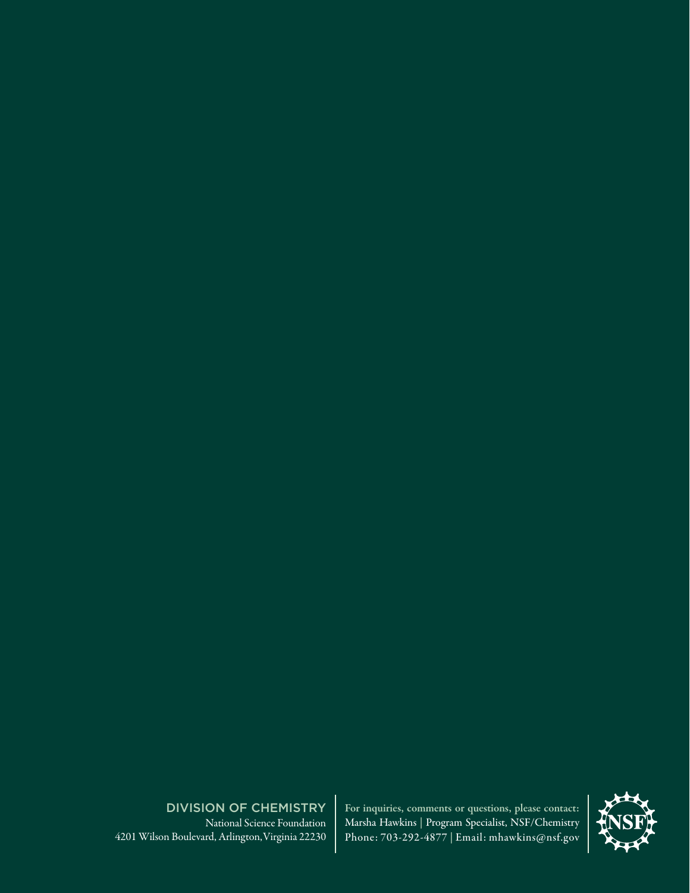DIVISION OF CHEMISTRY

National Science Foundation
4201 Wilson Boulevard, Arlington, Virginia 22230

**For inquiries, comments or questions, please contact:**
Marsha Hawkins | Program Specialist, NSF/Chemistry
Phone: 703-292-4877 | Email: mhawkins@nsf.gov

NSF